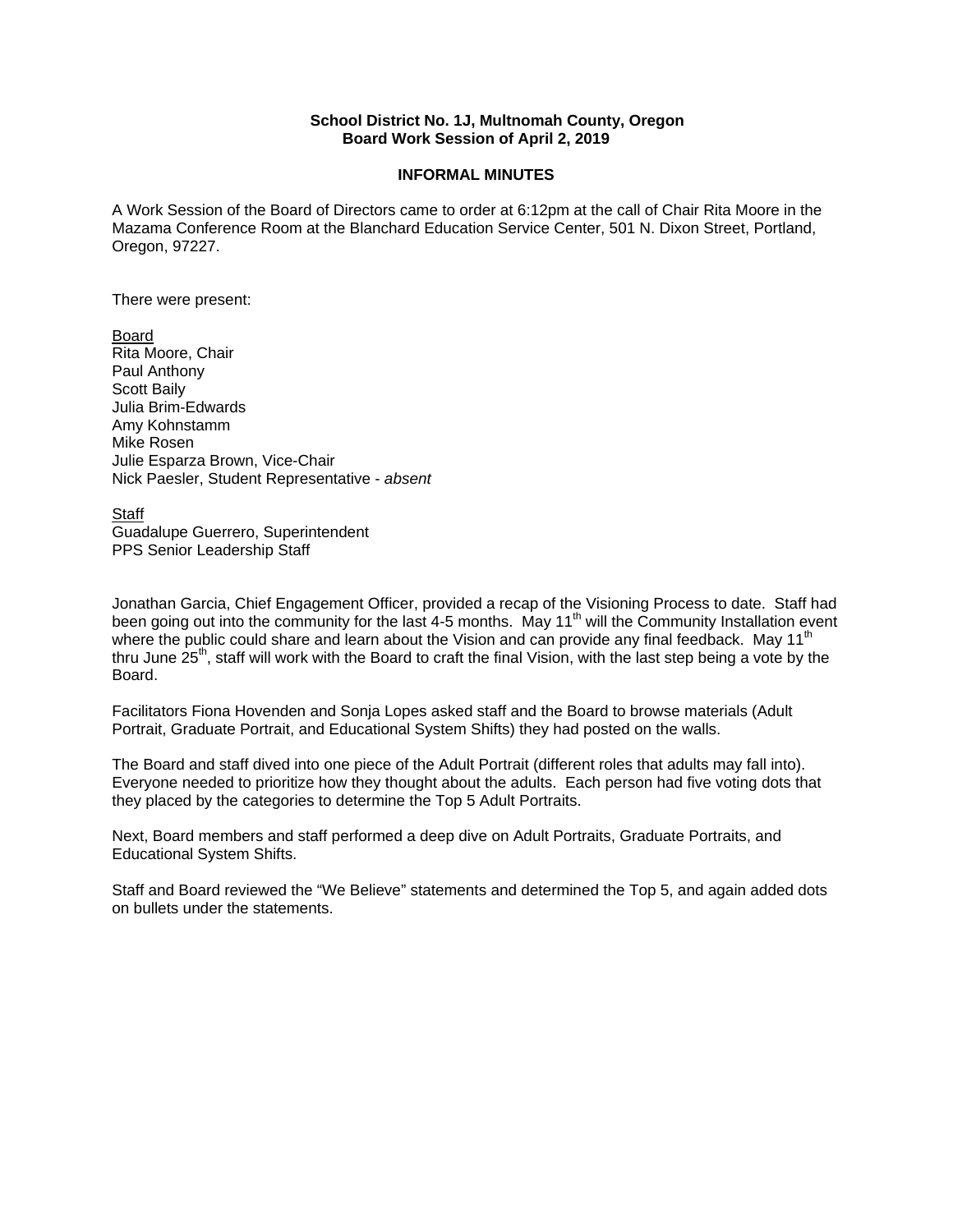**School District No. 1J, Multnomah County, Oregon**
**Board Work Session of April 2, 2019**

**INFORMAL MINUTES**

A Work Session of the Board of Directors came to order at 6:12pm at the call of Chair Rita Moore in the Mazama Conference Room at the Blanchard Education Service Center, 501 N. Dixon Street, Portland, Oregon, 97227.

There were present:

<u>Board</u>
Rita Moore, Chair
Paul Anthony
Scott Baily
Julia Brim-Edwards
Amy Kohnstamm
Mike Rosen
Julie Esparza Brown, Vice-Chair
Nick Paesler, Student Representative - *absent*

<u>Staff</u>
Guadalupe Guerrero, Superintendent
PPS Senior Leadership Staff

Jonathan Garcia, Chief Engagement Officer, provided a recap of the Visioning Process to date. Staff had been going out into the community for the last 4-5 months. May 11th will the Community Installation event where the public could share and learn about the Vision and can provide any final feedback. May 11th thru June 25th, staff will work with the Board to craft the final Vision, with the last step being a vote by the Board.

Facilitators Fiona Hovenden and Sonja Lopes asked staff and the Board to browse materials (Adult Portrait, Graduate Portrait, and Educational System Shifts) they had posted on the walls.

The Board and staff dived into one piece of the Adult Portrait (different roles that adults may fall into). Everyone needed to prioritize how they thought about the adults. Each person had five voting dots that they placed by the categories to determine the Top 5 Adult Portraits.

Next, Board members and staff performed a deep dive on Adult Portraits, Graduate Portraits, and Educational System Shifts.

Staff and Board reviewed the "We Believe" statements and determined the Top 5, and again added dots on bullets under the statements.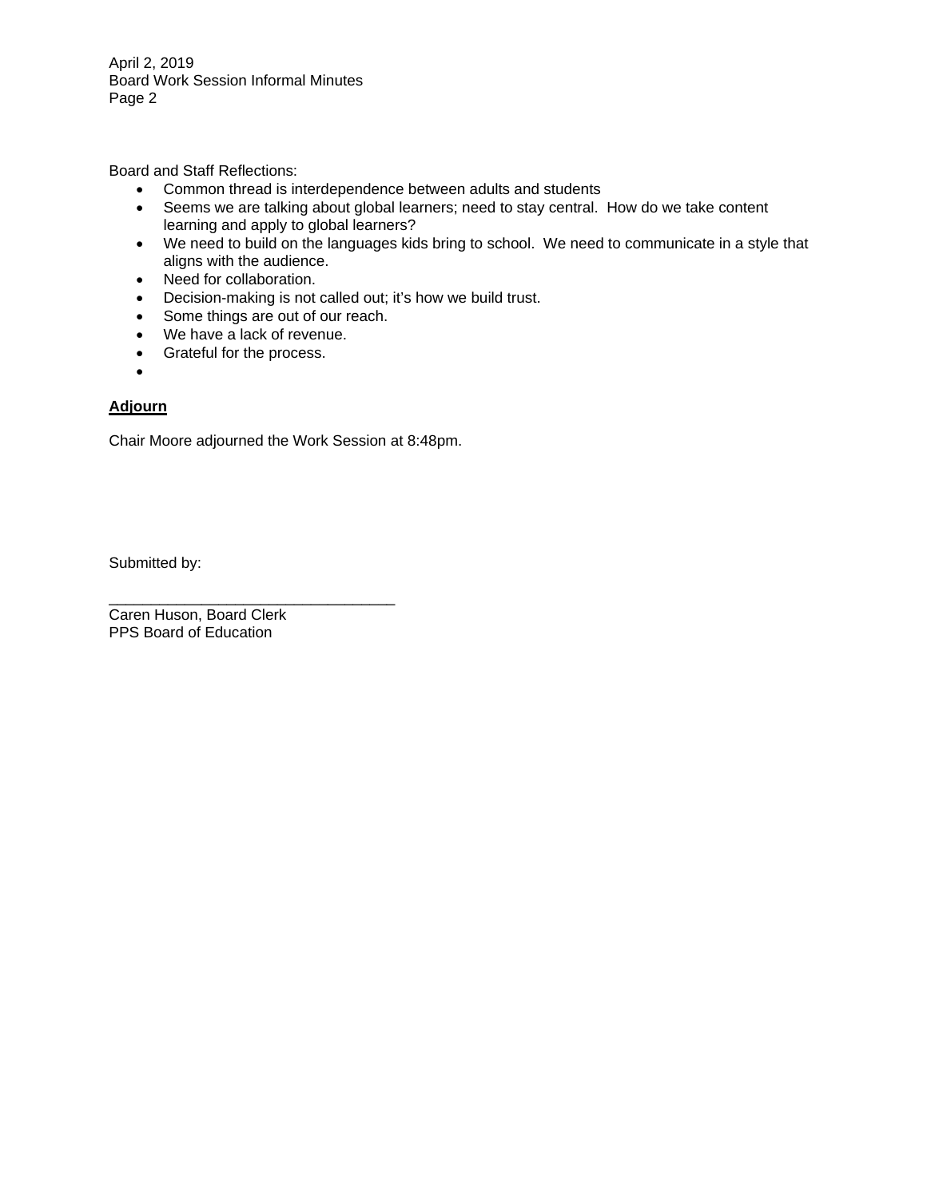Board and Staff Reflections:

- Common thread is interdependence between adults and students
- Seems we are talking about global learners; need to stay central. How do we take content learning and apply to global learners?
- We need to build on the languages kids bring to school. We need to communicate in a style that aligns with the audience.
- Need for collaboration.
- Decision-making is not called out; it's how we build trust.
- Some things are out of our reach.
- We have a lack of revenue.
- Grateful for the process.

**Adjourn**

Chair Moore adjourned the Work Session at 8:48pm.

Submitted by:

\_\_\_\_\_\_\_\_\_\_\_\_\_\_\_\_\_\_\_\_\_\_\_\_\_\_\_\_\_\_\_\_\_\_
Caren Huson, Board Clerk
PPS Board of Education